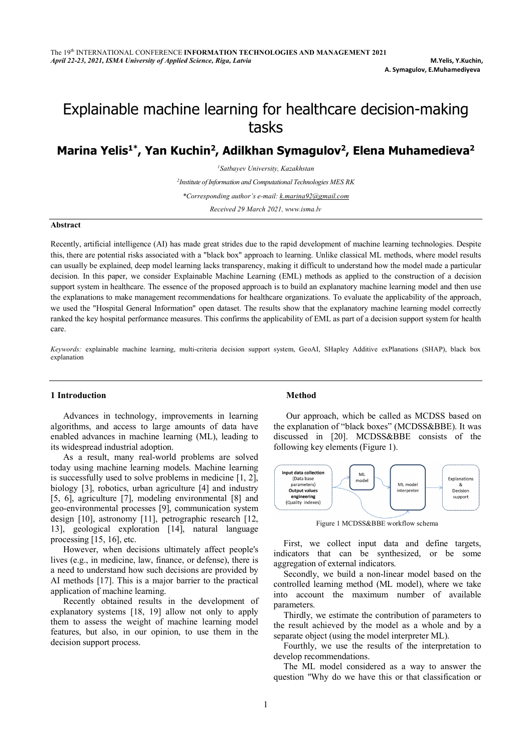# Explainable machine learning for healthcare decision-making tasks

**Marina Yelis[1]*, Yan Kuchin[2], Adilkhan Symagulov[2], Elena Muhamedieva[2]**

*[1]Satbayev University, Kazakhstan*

*[2]Institute of Information and Computational Technologies MES RK*

*\*Corresponding author's e-mail: k.marina92@gmail.com*

*Received 29 March 2021, www.isma.lv*

## Abstract

Recently, artificial intelligence (AI) has made great strides due to the rapid development of machine learning technologies. Despite this, there are potential risks associated with a "black box" approach to learning. Unlike classical ML methods, where model results can usually be explained, deep model learning lacks transparency, making it difficult to understand how the model made a particular decision. In this paper, we consider Explainable Machine Learning (EML) methods as applied to the construction of a decision support system in healthcare. The essence of the proposed approach is to build an explanatory machine learning model and then use the explanations to make management recommendations for healthcare organizations. To evaluate the applicability of the approach, we used the "Hospital General Information" open dataset. The results show that the explanatory machine learning model correctly ranked the key hospital performance measures. This confirms the applicability of EML as part of a decision support system for health care.

*Keywords:* explainable machine learning, multi-criteria decision support system, GeoAI, SHapley Additive exPlanations (SHAP), black box explanation

## 1 Introduction

Advances in technology, improvements in learning algorithms, and access to large amounts of data have enabled advances in machine learning (ML), leading to its widespread industrial adoption.

As a result, many real-world problems are solved today using machine learning models. Machine learning is successfully used to solve problems in medicine [1, 2], biology [3], robotics, urban agriculture [4] and industry [5, 6], agriculture [7], modeling environmental [8] and geo-environmental processes [9], communication system design [10], astronomy [11], petrographic research [12, 13], geological exploration [14], natural language processing [15, 16], etc.

However, when decisions ultimately affect people's lives (e.g., in medicine, law, finance, or defense), there is a need to understand how such decisions are provided by AI methods [17]. This is a major barrier to the practical application of machine learning.

Recently obtained results in the development of explanatory systems [18, 19] allow not only to apply them to assess the weight of machine learning model features, but also, in our opinion, to use them in the decision support process.

## Method

Our approach, which be called as MCDSS based on the explanation of "black boxes" (MCDSS&BBE). It was discussed in [20]. MCDSS&BBE consists of the following key elements (Figure 1).

Figure 1 MCDSS&BBE workflow schema

First, we collect input data and define targets, indicators that can be synthesized, or be some aggregation of external indicators.

Secondly, we build a non-linear model based on the controlled learning method (ML model), where we take into account the maximum number of available parameters.

Thirdly, we estimate the contribution of parameters to the result achieved by the model as a whole and by a separate object (using the model interpreter ML).

Fourthly, we use the results of the interpretation to develop recommendations.

The ML model considered as a way to answer the question "Why do we have this or that classification or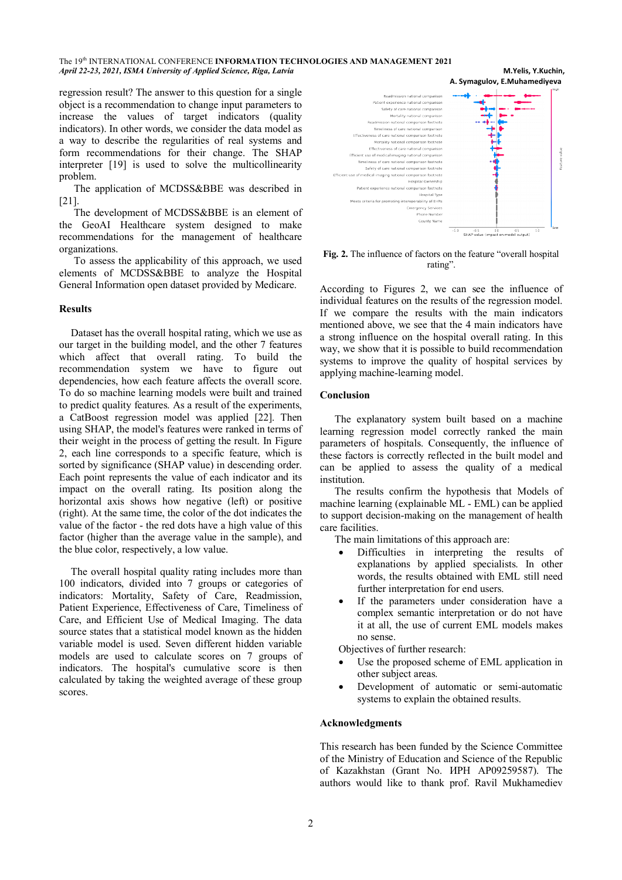regression result? The answer to this question for a single object is a recommendation to change input parameters to increase the values of target indicators (quality indicators). In other words, we consider the data model as a way to describe the regularities of real systems and form recommendations for their change. The SHAP interpreter [19] is used to solve the multicollinearity problem.

The application of MCDSS&BBE was described in [21].

The development of MCDSS&BBE is an element of the GeoAI Healthcare system designed to make recommendations for the management of healthcare organizations.

To assess the applicability of this approach, we used elements of MCDSS&BBE to analyze the Hospital General Information open dataset provided by Medicare.

## Results

Dataset has the overall hospital rating, which we use as our target in the building model, and the other 7 features which affect that overall rating. To build the recommendation system we have to figure out dependencies, how each feature affects the overall score. To do so machine learning models were built and trained to predict quality features. As a result of the experiments, a CatBoost regression model was applied [22]. Then using SHAP, the model's features were ranked in terms of their weight in the process of getting the result. In Figure 2, each line corresponds to a specific feature, which is sorted by significance (SHAP value) in descending order. Each point represents the value of each indicator and its impact on the overall rating. Its position along the horizontal axis shows how negative (left) or positive (right). At the same time, the color of the dot indicates the value of the factor - the red dots have a high value of this factor (higher than the average value in the sample), and the blue color, respectively, a low value.

The overall hospital quality rating includes more than 100 indicators, divided into 7 groups or categories of indicators: Mortality, Safety of Care, Readmission, Patient Experience, Effectiveness of Care, Timeliness of Care, and Efficient Use of Medical Imaging. The data source states that a statistical model known as the hidden variable model is used. Seven different hidden variable models are used to calculate scores on 7 groups of indicators. The hospital's cumulative score is then calculated by taking the weighted average of these group scores.

**Fig. 2.** The influence of factors on the feature "overall hospital rating".

According to Figures 2, we can see the influence of individual features on the results of the regression model. If we compare the results with the main indicators mentioned above, we see that the 4 main indicators have a strong influence on the hospital overall rating. In this way, we show that it is possible to build recommendation systems to improve the quality of hospital services by applying machine-learning model.

## Conclusion

The explanatory system built based on a machine learning regression model correctly ranked the main parameters of hospitals. Consequently, the influence of these factors is correctly reflected in the built model and can be applied to assess the quality of a medical institution.

The results confirm the hypothesis that Models of machine learning (explainable ML - EML) can be applied to support decision-making on the management of health care facilities.

The main limitations of this approach are:

- Difficulties in interpreting the results of explanations by applied specialists. In other words, the results obtained with EML still need further interpretation for end users.
- If the parameters under consideration have a complex semantic interpretation or do not have it at all, the use of current EML models makes no sense.

Objectives of further research:

- Use the proposed scheme of EML application in other subject areas.
- Development of automatic or semi-automatic systems to explain the obtained results.

## Acknowledgments

This research has been funded by the Science Committee of the Ministry of Education and Science of the Republic of Kazakhstan (Grant No. ИРН AP09259587). The authors would like to thank prof. Ravil Mukhamediev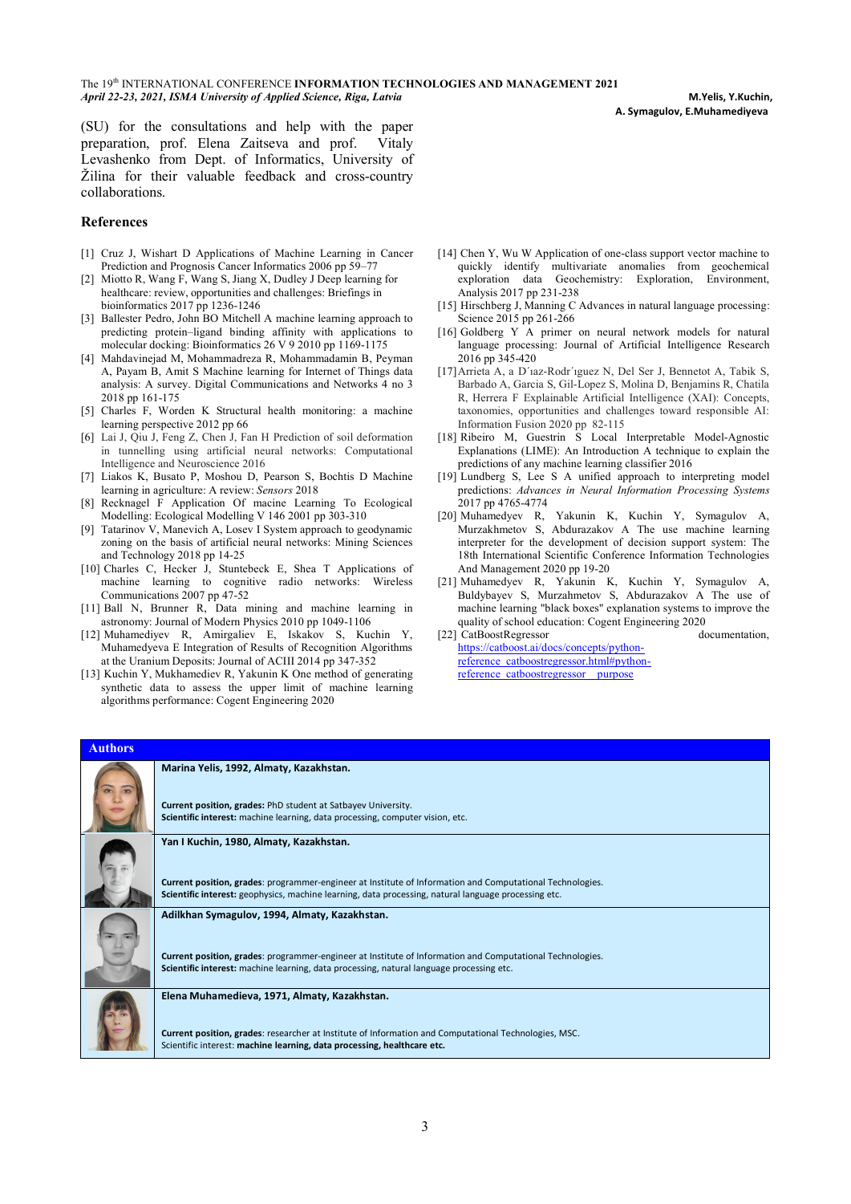(SU) for the consultations and help with the paper preparation, prof. Elena Zaitseva and prof. Vitaly Levashenko from Dept. of Informatics, University of Žilina for their valuable feedback and cross-country collaborations.

## References

[1] Cruz J, Wishart D Applications of Machine Learning in Cancer Prediction and Prognosis Cancer Informatics 2006 pp 59–77

[2] Miotto R, Wang F, Wang S, Jiang X, Dudley J Deep learning for healthcare: review, opportunities and challenges: Briefings in bioinformatics 2017 pp 1236-1246

[3] Ballester Pedro, John BO Mitchell A machine learning approach to predicting protein–ligand binding affinity with applications to molecular docking: Bioinformatics 26 V 9 2010 pp 1169-1175

[4] Mahdavinejad M, Mohammadreza R, Mohammadamin B, Peyman A, Payam B, Amit S Machine learning for Internet of Things data analysis: A survey. Digital Communications and Networks 4 no 3 2018 pp 161-175

[5] Charles F, Worden K Structural health monitoring: a machine learning perspective 2012 pp 66

[6] Lai J, Qiu J, Feng Z, Chen J, Fan H Prediction of soil deformation in tunnelling using artificial neural networks: Computational Intelligence and Neuroscience 2016

[7] Liakos K, Busato P, Moshou D, Pearson S, Bochtis D Machine learning in agriculture: A review: *Sensors* 2018

[8] Recknagel F Application Of macine Learning To Ecological Modelling: Ecological Modelling V 146 2001 pp 303-310

[9] Tatarinov V, Manevich A, Losev I System approach to geodynamic zoning on the basis of artificial neural networks: Mining Sciences and Technology 2018 pp 14-25

[10] Charles C, Hecker J, Stuntebeck E, Shea T Applications of machine learning to cognitive radio networks: Wireless Communications 2007 pp 47-52

[11] Ball N, Brunner R, Data mining and machine learning in astronomy: Journal of Modern Physics 2010 pp 1049-1106

[12] Muhamediyev R, Amirgaliev E, Iskakov S, Kuchin Y, Muhamedyeva E Integration of Results of Recognition Algorithms at the Uranium Deposits: Journal of ACIII 2014 pp 347-352

[13] Kuchin Y, Mukhamediev R, Yakunin K One method of generating synthetic data to assess the upper limit of machine learning algorithms performance: Cogent Engineering 2020

[14] Chen Y, Wu W Application of one-class support vector machine to quickly identify multivariate anomalies from geochemical exploration data Geochemistry: Exploration, Environment, Analysis 2017 pp 231-238

[15] Hirschberg J, Manning C Advances in natural language processing: Science 2015 pp 261-266

[16] Goldberg Y A primer on neural network models for natural language processing: Journal of Artificial Intelligence Research 2016 pp 345-420

[17] Arrieta A, a D´ıaz-Rodr´ıguez N, Del Ser J, Bennetot A, Tabik S, Barbado A, Garcia S, Gil-Lopez S, Molina D, Benjamins R, Chatila R, Herrera F Explainable Artificial Intelligence (XAI): Concepts, taxonomies, opportunities and challenges toward responsible AI: Information Fusion 2020 pp 82-115

[18] Ribeiro M, Guestrin S Local Interpretable Model-Agnostic Explanations (LIME): An Introduction A technique to explain the predictions of any machine learning classifier 2016

[19] Lundberg S, Lee S A unified approach to interpreting model predictions: *Advances in Neural Information Processing Systems* 2017 pp 4765-4774

[20] Muhamedyev R, Yakunin K, Kuchin Y, Symagulov A, Murzakhmetov S, Abdurazakov A The use machine learning interpreter for the development of decision support system: The 18th International Scientific Conference Information Technologies And Management 2020 pp 19-20

[21] Muhamedyev R, Yakunin K, Kuchin Y, Symagulov A, Buldybayev S, Murzahmetov S, Abdurazakov A The use of machine learning "black boxes" explanation systems to improve the quality of school education: Cogent Engineering 2020

[22] CatBoostRegressor documentation, https://catboost.ai/docs/concepts/python-reference_catboostregressor.html#python-reference_catboostregressor__purpose

## Authors

| | |
|---|---|
| | **Marina Yelis, 1992, Almaty, Kazakhstan.** **Current position, grades:** PhD student at Satbayev University. **Scientific interest:** machine learning, data processing, computer vision, etc. |
| | **Yan I Kuchin, 1980, Almaty, Kazakhstan.** **Current position, grades**: programmer-engineer at Institute of Information and Computational Technologies. **Scientific interest:** geophysics, machine learning, data processing, natural language processing etc. |
| | **Adilkhan Symagulov, 1994, Almaty, Kazakhstan.** **Current position, grades**: programmer-engineer at Institute of Information and Computational Technologies. **Scientific interest:** machine learning, data processing, natural language processing etc. |
| | **Elena Muhamedieva, 1971, Almaty, Kazakhstan.** **Current position, grades**: researcher at Institute of Information and Computational Technologies, MSC. Scientific interest: **machine learning, data processing, healthcare etc.** |